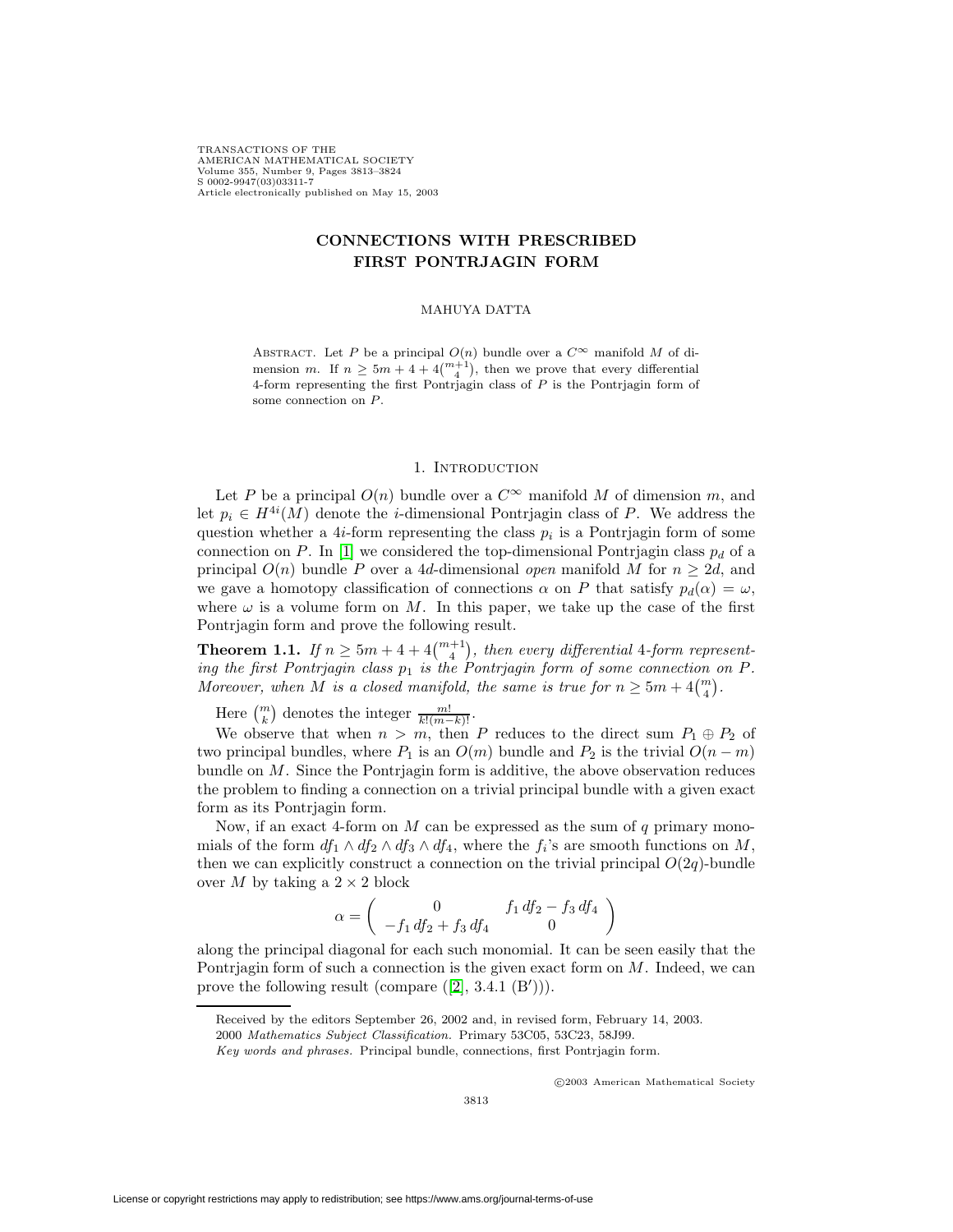# CONNECTIONS WITH PRESCRIBED FIRST PONTRJAGIN FORM

MAHUYA DATTA

ABSTRACT. Let $P$ be a principal $O(n)$ bundle over a $C^\infty$ manifold $M$ of dimension $m$. If $n \geq 5m + 4 + 4\binom{m+1}{4}$, then we prove that every differential 4-form representing the first Pontrjagin class of $P$ is the Pontrjagin form of some connection on $P$.

## 1. Introduction

Let $P$ be a principal $O(n)$ bundle over a $C^\infty$ manifold $M$ of dimension $m$, and let $p_i \in H^{4i}(M)$ denote the $i$-dimensional Pontrjagin class of $P$. We address the question whether a $4i$-form representing the class $p_i$ is a Pontrjagin form of some connection on $P$. In [1] we considered the top-dimensional Pontrjagin class $p_d$ of a principal $O(n)$ bundle $P$ over a $4d$-dimensional *open* manifold $M$ for $n \geq 2d$, and we gave a homotopy classification of connections $\alpha$ on $P$ that satisfy $p_d(\alpha) = \omega$, where $\omega$ is a volume form on $M$. In this paper, we take up the case of the first Pontrjagin form and prove the following result.

**Theorem 1.1.** *If $n \geq 5m + 4 + 4\binom{m+1}{4}$, then every differential 4-form representing the first Pontrjagin class $p_1$ is the Pontrjagin form of some connection on $P$. Moreover, when $M$ is a closed manifold, the same is true for $n \geq 5m + 4\binom{m}{4}$.*

Here $\binom{m}{k}$ denotes the integer $\frac{m!}{k!(m-k)!}$.

We observe that when $n > m$, then $P$ reduces to the direct sum $P_1 \oplus P_2$ of two principal bundles, where $P_1$ is an $O(m)$ bundle and $P_2$ is the trivial $O(n-m)$ bundle on $M$. Since the Pontrjagin form is additive, the above observation reduces the problem to finding a connection on a trivial principal bundle with a given exact form as its Pontrjagin form.

Now, if an exact 4-form on $M$ can be expressed as the sum of $q$ primary monomials of the form $df_1 \wedge df_2 \wedge df_3 \wedge df_4$, where the $f_i$'s are smooth functions on $M$, then we can explicitly construct a connection on the trivial principal $O(2q)$-bundle over $M$ by taking a $2 \times 2$ block

$$\alpha = \begin{pmatrix} 0 & f_1\,df_2 - f_3\,df_4 \\ -f_1\,df_2 + f_3\,df_4 & 0 \end{pmatrix}$$

along the principal diagonal for each such monomial. It can be seen easily that the Pontrjagin form of such a connection is the given exact form on $M$. Indeed, we can prove the following result (compare ([2], 3.4.1 (B$'$))).

---

Received by the editors September 26, 2002 and, in revised form, February 14, 2003.

2000 *Mathematics Subject Classification.* Primary 53C05, 53C23, 58J99.

*Key words and phrases.* Principal bundle, connections, first Pontrjagin form.

©2003 American Mathematical Society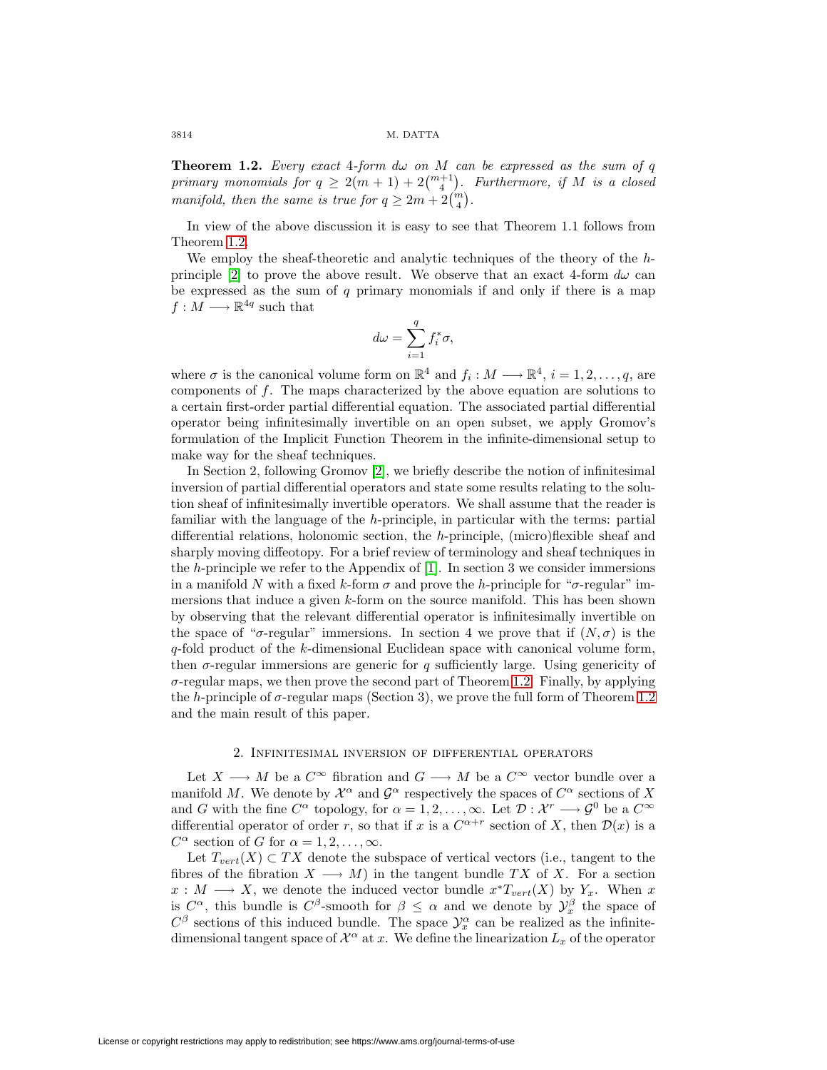**Theorem 1.2.** *Every exact 4-form $d\omega$ on $M$ can be expressed as the sum of $q$ primary monomials for $q \geq 2(m+1) + 2\binom{m+1}{4}$. Furthermore, if $M$ is a closed manifold, then the same is true for $q \geq 2m + 2\binom{m}{4}$.*

In view of the above discussion it is easy to see that Theorem 1.1 follows from Theorem 1.2.

We employ the sheaf-theoretic and analytic techniques of the theory of the $h$-principle [2] to prove the above result. We observe that an exact 4-form $d\omega$ can be expressed as the sum of $q$ primary monomials if and only if there is a map $f : M \longrightarrow \mathbb{R}^{4q}$ such that

$$d\omega = \sum_{i=1}^{q} f_i^* \sigma,$$

where $\sigma$ is the canonical volume form on $\mathbb{R}^4$ and $f_i : M \longrightarrow \mathbb{R}^4$, $i = 1, 2, \ldots, q$, are components of $f$. The maps characterized by the above equation are solutions to a certain first-order partial differential equation. The associated partial differential operator being infinitesimally invertible on an open subset, we apply Gromov's formulation of the Implicit Function Theorem in the infinite-dimensional setup to make way for the sheaf techniques.

In Section 2, following Gromov [2], we briefly describe the notion of infinitesimal inversion of partial differential operators and state some results relating to the solution sheaf of infinitesimally invertible operators. We shall assume that the reader is familiar with the language of the $h$-principle, in particular with the terms: partial differential relations, holonomic section, the $h$-principle, (micro)flexible sheaf and sharply moving diffeotopy. For a brief review of terminology and sheaf techniques in the $h$-principle we refer to the Appendix of [1]. In section 3 we consider immersions in a manifold $N$ with a fixed $k$-form $\sigma$ and prove the $h$-principle for "$\sigma$-regular" immersions that induce a given $k$-form on the source manifold. This has been shown by observing that the relevant differential operator is infinitesimally invertible on the space of "$\sigma$-regular" immersions. In section 4 we prove that if $(N, \sigma)$ is the $q$-fold product of the $k$-dimensional Euclidean space with canonical volume form, then $\sigma$-regular immersions are generic for $q$ sufficiently large. Using genericity of $\sigma$-regular maps, we then prove the second part of Theorem 1.2. Finally, by applying the $h$-principle of $\sigma$-regular maps (Section 3), we prove the full form of Theorem 1.2 and the main result of this paper.

## 2. Infinitesimal inversion of differential operators

Let $X \longrightarrow M$ be a $C^\infty$ fibration and $G \longrightarrow M$ be a $C^\infty$ vector bundle over a manifold $M$. We denote by $\mathcal{X}^\alpha$ and $\mathcal{G}^\alpha$ respectively the spaces of $C^\alpha$ sections of $X$ and $G$ with the fine $C^\alpha$ topology, for $\alpha = 1, 2, \ldots, \infty$. Let $\mathcal{D} : \mathcal{X}^r \longrightarrow \mathcal{G}^0$ be a $C^\infty$ differential operator of order $r$, so that if $x$ is a $C^{\alpha+r}$ section of $X$, then $\mathcal{D}(x)$ is a $C^\alpha$ section of $G$ for $\alpha = 1, 2, \ldots, \infty$.

Let $T_{vert}(X) \subset TX$ denote the subspace of vertical vectors (i.e., tangent to the fibres of the fibration $X \longrightarrow M$) in the tangent bundle $TX$ of $X$. For a section $x : M \longrightarrow X$, we denote the induced vector bundle $x^* T_{vert}(X)$ by $Y_x$. When $x$ is $C^\alpha$, this bundle is $C^\beta$-smooth for $\beta \leq \alpha$ and we denote by $\mathcal{Y}_x^\beta$ the space of $C^\beta$ sections of this induced bundle. The space $\mathcal{Y}_x^\alpha$ can be realized as the infinite-dimensional tangent space of $\mathcal{X}^\alpha$ at $x$. We define the linearization $L_x$ of the operator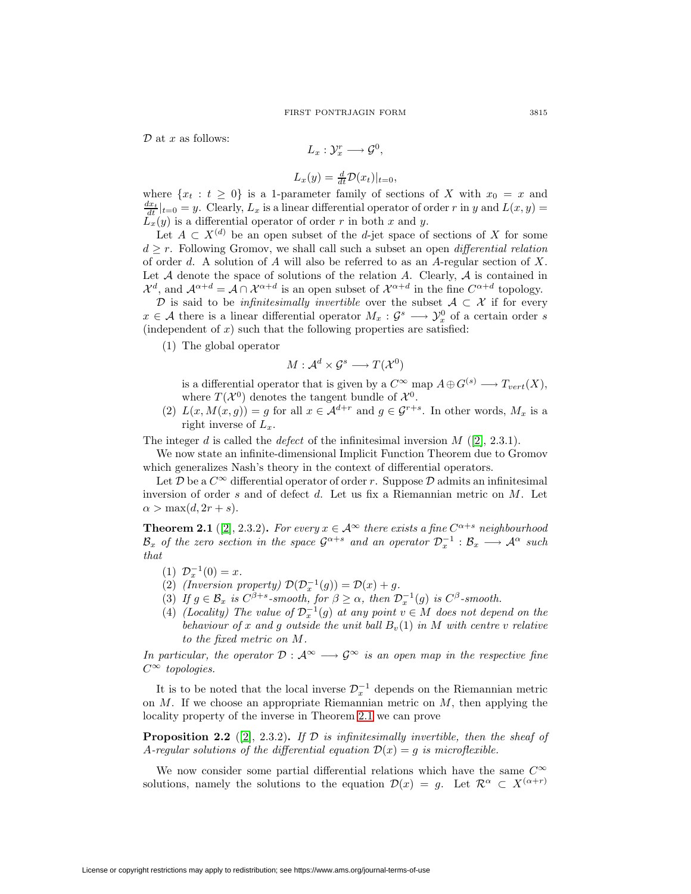$\mathcal{D}$ at $x$ as follows:

$$L_x : \mathcal{Y}^r_x \longrightarrow \mathcal{G}^0,$$

$$L_x(y) = \tfrac{d}{dt}\mathcal{D}(x_t)|_{t=0},$$

where $\{x_t : t \geq 0\}$ is a 1-parameter family of sections of $X$ with $x_0 = x$ and $\frac{dx_t}{dt}|_{t=0} = y$. Clearly, $L_x$ is a linear differential operator of order $r$ in $y$ and $L(x, y) = L_x(y)$ is a differential operator of order $r$ in both $x$ and $y$.

Let $A \subset X^{(d)}$ be an open subset of the $d$-jet space of sections of $X$ for some $d \geq r$. Following Gromov, we shall call such a subset an open *differential relation* of order $d$. A solution of $A$ will also be referred to as an $A$-regular section of $X$. Let $\mathcal{A}$ denote the space of solutions of the relation $A$. Clearly, $\mathcal{A}$ is contained in $\mathcal{X}^d$, and $\mathcal{A}^{\alpha+d} = \mathcal{A} \cap \mathcal{X}^{\alpha+d}$ is an open subset of $\mathcal{X}^{\alpha+d}$ in the fine $C^{\alpha+d}$ topology.

$\mathcal{D}$ is said to be *infinitesimally invertible* over the subset $\mathcal{A} \subset \mathcal{X}$ if for every $x \in \mathcal{A}$ there is a linear differential operator $M_x : \mathcal{G}^s \longrightarrow \mathcal{Y}^0_x$ of a certain order $s$ (independent of $x$) such that the following properties are satisfied:

(1) The global operator

$$M : \mathcal{A}^d \times \mathcal{G}^s \longrightarrow T(\mathcal{X}^0)$$

is a differential operator that is given by a $C^\infty$ map $A \oplus G^{(s)} \longrightarrow T_{vert}(X)$, where $T(\mathcal{X}^0)$ denotes the tangent bundle of $\mathcal{X}^0$.

(2) $L(x, M(x, g)) = g$ for all $x \in \mathcal{A}^{d+r}$ and $g \in \mathcal{G}^{r+s}$. In other words, $M_x$ is a right inverse of $L_x$.

The integer $d$ is called the *defect* of the infinitesimal inversion $M$ ([2], 2.3.1).

We now state an infinite-dimensional Implicit Function Theorem due to Gromov which generalizes Nash's theory in the context of differential operators.

Let $\mathcal{D}$ be a $C^\infty$ differential operator of order $r$. Suppose $\mathcal{D}$ admits an infinitesimal inversion of order $s$ and of defect $d$. Let us fix a Riemannian metric on $M$. Let $\alpha > \max(d, 2r + s)$.

**Theorem 2.1** ([2], 2.3.2)**.** *For every $x \in \mathcal{A}^\infty$ there exists a fine $C^{\alpha+s}$ neighbourhood $\mathcal{B}_x$ of the zero section in the space $\mathcal{G}^{\alpha+s}$ and an operator $\mathcal{D}^{-1}_x : \mathcal{B}_x \longrightarrow \mathcal{A}^\alpha$ such that*

(1) $\mathcal{D}^{-1}_x(0) = x$.

(2) *(Inversion property)* $\mathcal{D}(\mathcal{D}^{-1}_x(g)) = \mathcal{D}(x) + g$.

(3) *If $g \in \mathcal{B}_x$ is $C^{\beta+s}$-smooth, for $\beta \geq \alpha$, then $\mathcal{D}^{-1}_x(g)$ is $C^\beta$-smooth.*

(4) *(Locality) The value of $\mathcal{D}^{-1}_x(g)$ at any point $v \in M$ does not depend on the behaviour of $x$ and $g$ outside the unit ball $B_v(1)$ in $M$ with centre $v$ relative to the fixed metric on $M$.*

*In particular, the operator $\mathcal{D} : \mathcal{A}^\infty \longrightarrow \mathcal{G}^\infty$ is an open map in the respective fine $C^\infty$ topologies.*

It is to be noted that the local inverse $\mathcal{D}^{-1}_x$ depends on the Riemannian metric on $M$. If we choose an appropriate Riemannian metric on $M$, then applying the locality property of the inverse in Theorem 2.1 we can prove

**Proposition 2.2** ([2], 2.3.2)**.** *If $\mathcal{D}$ is infinitesimally invertible, then the sheaf of $A$-regular solutions of the differential equation $\mathcal{D}(x) = g$ is microflexible.*

We now consider some partial differential relations which have the same $C^\infty$ solutions, namely the solutions to the equation $\mathcal{D}(x) = g$. Let $\mathcal{R}^\alpha \subset X^{(\alpha+r)}$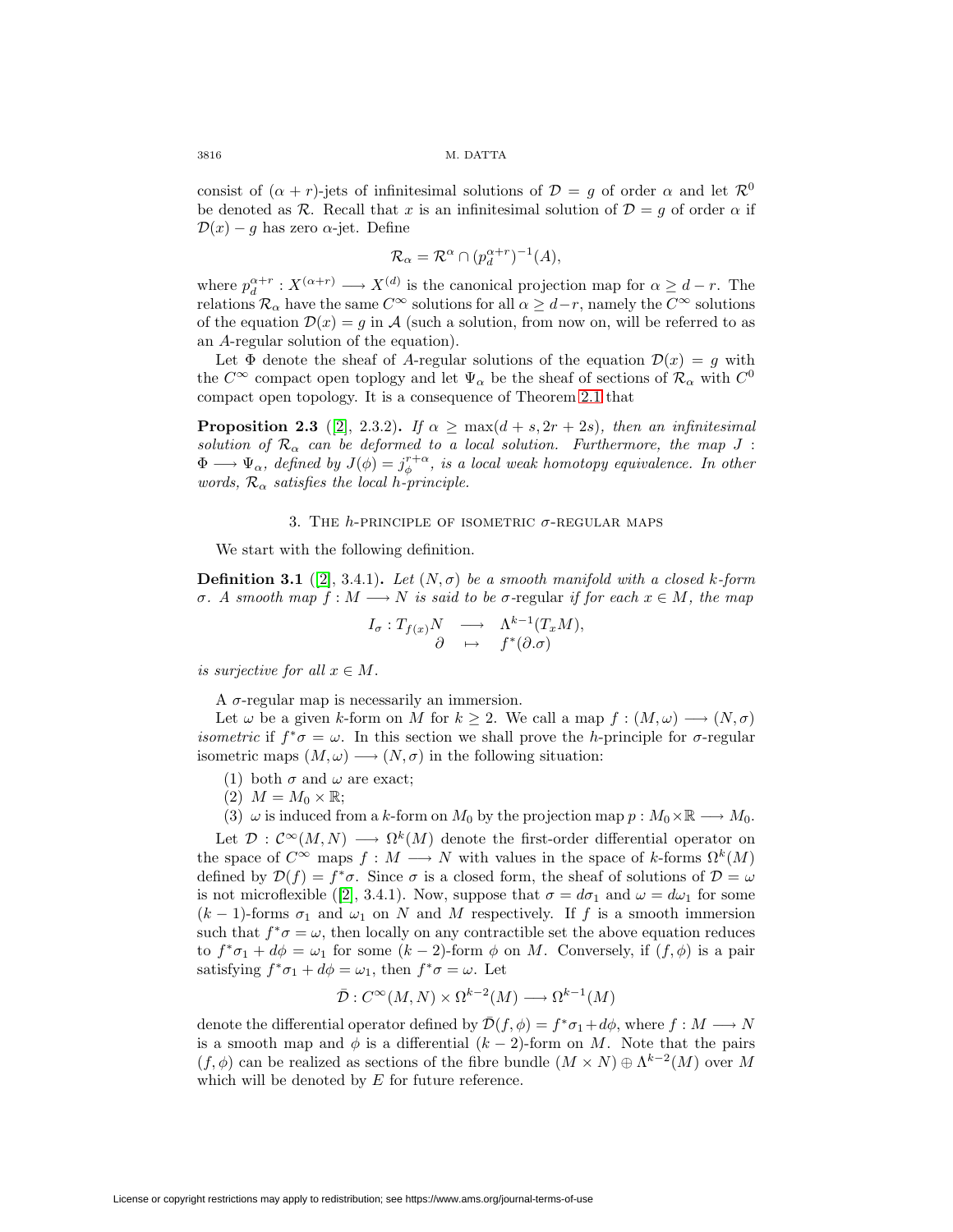consist of $(\alpha + r)$-jets of infinitesimal solutions of $\mathcal{D} = g$ of order $\alpha$ and let $\mathcal{R}^0$ be denoted as $\mathcal{R}$. Recall that $x$ is an infinitesimal solution of $\mathcal{D} = g$ of order $\alpha$ if $\mathcal{D}(x) - g$ has zero $\alpha$-jet. Define

$$\mathcal{R}_\alpha = \mathcal{R}^\alpha \cap (p_d^{\alpha+r})^{-1}(A),$$

where $p_d^{\alpha+r} : X^{(\alpha+r)} \longrightarrow X^{(d)}$ is the canonical projection map for $\alpha \geq d - r$. The relations $\mathcal{R}_\alpha$ have the same $C^\infty$ solutions for all $\alpha \geq d-r$, namely the $C^\infty$ solutions of the equation $\mathcal{D}(x) = g$ in $\mathcal{A}$ (such a solution, from now on, will be referred to as an $A$-regular solution of the equation).

Let $\Phi$ denote the sheaf of $A$-regular solutions of the equation $\mathcal{D}(x) = g$ with the $C^\infty$ compact open toplogy and let $\Psi_\alpha$ be the sheaf of sections of $\mathcal{R}_\alpha$ with $C^0$ compact open topology. It is a consequence of Theorem 2.1 that

**Proposition 2.3** ([2], 2.3.2). *If $\alpha \geq \max(d + s, 2r + 2s)$, then an infinitesimal solution of $\mathcal{R}_\alpha$ can be deformed to a local solution. Furthermore, the map $J : \Phi \longrightarrow \Psi_\alpha$, defined by $J(\phi) = j_\phi^{r+\alpha}$, is a local weak homotopy equivalence. In other words, $\mathcal{R}_\alpha$ satisfies the local h-principle.*

## 3. The $h$-principle of isometric $\sigma$-regular maps

We start with the following definition.

**Definition 3.1** ([2], 3.4.1). *Let $(N, \sigma)$ be a smooth manifold with a closed $k$-form $\sigma$. A smooth map $f : M \longrightarrow N$ is said to be $\sigma$-regular if for each $x \in M$, the map*

$$\begin{array}{rccl} I_\sigma : T_{f(x)}N & \longrightarrow & \Lambda^{k-1}(T_x M), \\ \partial & \mapsto & f^*(\partial.\sigma) \end{array}$$

*is surjective for all $x \in M$.*

A $\sigma$-regular map is necessarily an immersion.

Let $\omega$ be a given $k$-form on $M$ for $k \geq 2$. We call a map $f : (M, \omega) \longrightarrow (N, \sigma)$ *isometric* if $f^*\sigma = \omega$. In this section we shall prove the $h$-principle for $\sigma$-regular isometric maps $(M, \omega) \longrightarrow (N, \sigma)$ in the following situation:

1. both $\sigma$ and $\omega$ are exact;
2. $M = M_0 \times \mathbb{R}$;
3. $\omega$ is induced from a $k$-form on $M_0$ by the projection map $p : M_0 \times \mathbb{R} \longrightarrow M_0$.

Let $\mathcal{D} : \mathcal{C}^\infty(M, N) \longrightarrow \Omega^k(M)$ denote the first-order differential operator on the space of $C^\infty$ maps $f : M \longrightarrow N$ with values in the space of $k$-forms $\Omega^k(M)$ defined by $\mathcal{D}(f) = f^*\sigma$. Since $\sigma$ is a closed form, the sheaf of solutions of $\mathcal{D} = \omega$ is not microflexible ([2], 3.4.1). Now, suppose that $\sigma = d\sigma_1$ and $\omega = d\omega_1$ for some $(k-1)$-forms $\sigma_1$ and $\omega_1$ on $N$ and $M$ respectively. If $f$ is a smooth immersion such that $f^*\sigma = \omega$, then locally on any contractible set the above equation reduces to $f^*\sigma_1 + d\phi = \omega_1$ for some $(k-2)$-form $\phi$ on $M$. Conversely, if $(f, \phi)$ is a pair satisfying $f^*\sigma_1 + d\phi = \omega_1$, then $f^*\sigma = \omega$. Let

$$\bar{\mathcal{D}} : C^\infty(M, N) \times \Omega^{k-2}(M) \longrightarrow \Omega^{k-1}(M)$$

denote the differential operator defined by $\bar{\mathcal{D}}(f, \phi) = f^*\sigma_1 + d\phi$, where $f : M \longrightarrow N$ is a smooth map and $\phi$ is a differential $(k-2)$-form on $M$. Note that the pairs $(f, \phi)$ can be realized as sections of the fibre bundle $(M \times N) \oplus \Lambda^{k-2}(M)$ over $M$ which will be denoted by $E$ for future reference.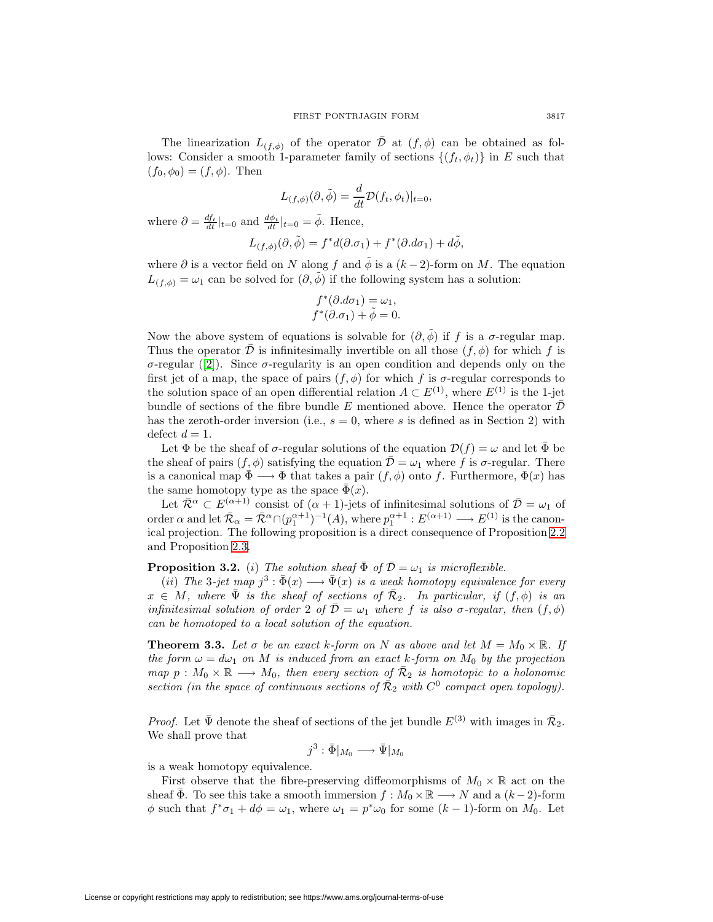The linearization $L_{(f,\phi)}$ of the operator $\bar{\mathcal{D}}$ at $(f,\phi)$ can be obtained as follows: Consider a smooth 1-parameter family of sections $\{(f_t,\phi_t)\}$ in $E$ such that $(f_0,\phi_0)=(f,\phi)$. Then

$$L_{(f,\phi)}(\partial,\tilde{\phi}) = \frac{d}{dt}\mathcal{D}(f_t,\phi_t)|_{t=0},$$

where $\partial = \frac{df_t}{dt}|_{t=0}$ and $\frac{d\phi_t}{dt}|_{t=0}=\tilde{\phi}$. Hence,

$$L_{(f,\phi)}(\partial,\tilde{\phi}) = f^*d(\partial.\sigma_1) + f^*(\partial.d\sigma_1) + d\tilde{\phi},$$

where $\partial$ is a vector field on $N$ along $f$ and $\tilde{\phi}$ is a $(k-2)$-form on $M$. The equation $L_{(f,\phi)} = \omega_1$ can be solved for $(\partial,\tilde{\phi})$ if the following system has a solution:

$$\begin{aligned} f^*(\partial.d\sigma_1) &= \omega_1, \\ f^*(\partial.\sigma_1) + \tilde{\phi} &= 0. \end{aligned}$$

Now the above system of equations is solvable for $(\partial,\tilde{\phi})$ if $f$ is a $\sigma$-regular map. Thus the operator $\bar{\mathcal{D}}$ is infinitesimally invertible on all those $(f,\phi)$ for which $f$ is $\sigma$-regular ([2]). Since $\sigma$-regularity is an open condition and depends only on the first jet of a map, the space of pairs $(f,\phi)$ for which $f$ is $\sigma$-regular corresponds to the solution space of an open differential relation $A\subset E^{(1)}$, where $E^{(1)}$ is the 1-jet bundle of sections of the fibre bundle $E$ mentioned above. Hence the operator $\bar{\mathcal{D}}$ has the zeroth-order inversion (i.e., $s=0$, where $s$ is defined as in Section 2) with defect $d=1$.

Let $\Phi$ be the sheaf of $\sigma$-regular solutions of the equation $\mathcal{D}(f)=\omega$ and let $\bar{\Phi}$ be the sheaf of pairs $(f,\phi)$ satisfying the equation $\bar{\mathcal{D}}=\omega_1$ where $f$ is $\sigma$-regular. There is a canonical map $\bar{\Phi}\longrightarrow\Phi$ that takes a pair $(f,\phi)$ onto $f$. Furthermore, $\Phi(x)$ has the same homotopy type as the space $\bar{\Phi}(x)$.

Let $\bar{\mathcal{R}}^\alpha\subset E^{(\alpha+1)}$ consist of $(\alpha+1)$-jets of infinitesimal solutions of $\bar{\mathcal{D}}=\omega_1$ of order $\alpha$ and let $\bar{\mathcal{R}}_\alpha = \bar{\mathcal{R}}^\alpha\cap(p_1^{\alpha+1})^{-1}(A)$, where $p_1^{\alpha+1}: E^{(\alpha+1)}\longrightarrow E^{(1)}$ is the canonical projection. The following proposition is a direct consequence of Proposition 2.2 and Proposition 2.3.

**Proposition 3.2.** (*i*) *The solution sheaf $\bar{\Phi}$ of $\bar{\mathcal{D}}=\omega_1$ is microflexible.*

(*ii*) *The 3-jet map $j^3:\bar{\Phi}(x)\longrightarrow\bar{\Psi}(x)$ is a weak homotopy equivalence for every $x\in M$, where $\bar{\Psi}$ is the sheaf of sections of $\bar{\mathcal{R}}_2$. In particular, if $(f,\phi)$ is an infinitesimal solution of order 2 of $\bar{\mathcal{D}}=\omega_1$ where $f$ is also $\sigma$-regular, then $(f,\phi)$ can be homotoped to a local solution of the equation.*

**Theorem 3.3.** *Let $\sigma$ be an exact $k$-form on $N$ as above and let $M=M_0\times\mathbb{R}$. If the form $\omega=d\omega_1$ on $M$ is induced from an exact $k$-form on $M_0$ by the projection map $p:M_0\times\mathbb{R}\longrightarrow M_0$, then every section of $\bar{\mathcal{R}}_2$ is homotopic to a holonomic section (in the space of continuous sections of $\bar{\mathcal{R}}_2$ with $C^0$ compact open topology).*

*Proof.* Let $\bar{\Psi}$ denote the sheaf of sections of the jet bundle $E^{(3)}$ with images in $\bar{\mathcal{R}}_2$. We shall prove that

$$j^3:\bar{\Phi}|_{M_0}\longrightarrow\bar{\Psi}|_{M_0}$$

is a weak homotopy equivalence.

First observe that the fibre-preserving diffeomorphisms of $M_0\times\mathbb{R}$ act on the sheaf $\bar{\Phi}$. To see this take a smooth immersion $f:M_0\times\mathbb{R}\longrightarrow N$ and a $(k-2)$-form $\phi$ such that $f^*\sigma_1+d\phi=\omega_1$, where $\omega_1=p^*\omega_0$ for some $(k-1)$-form on $M_0$. Let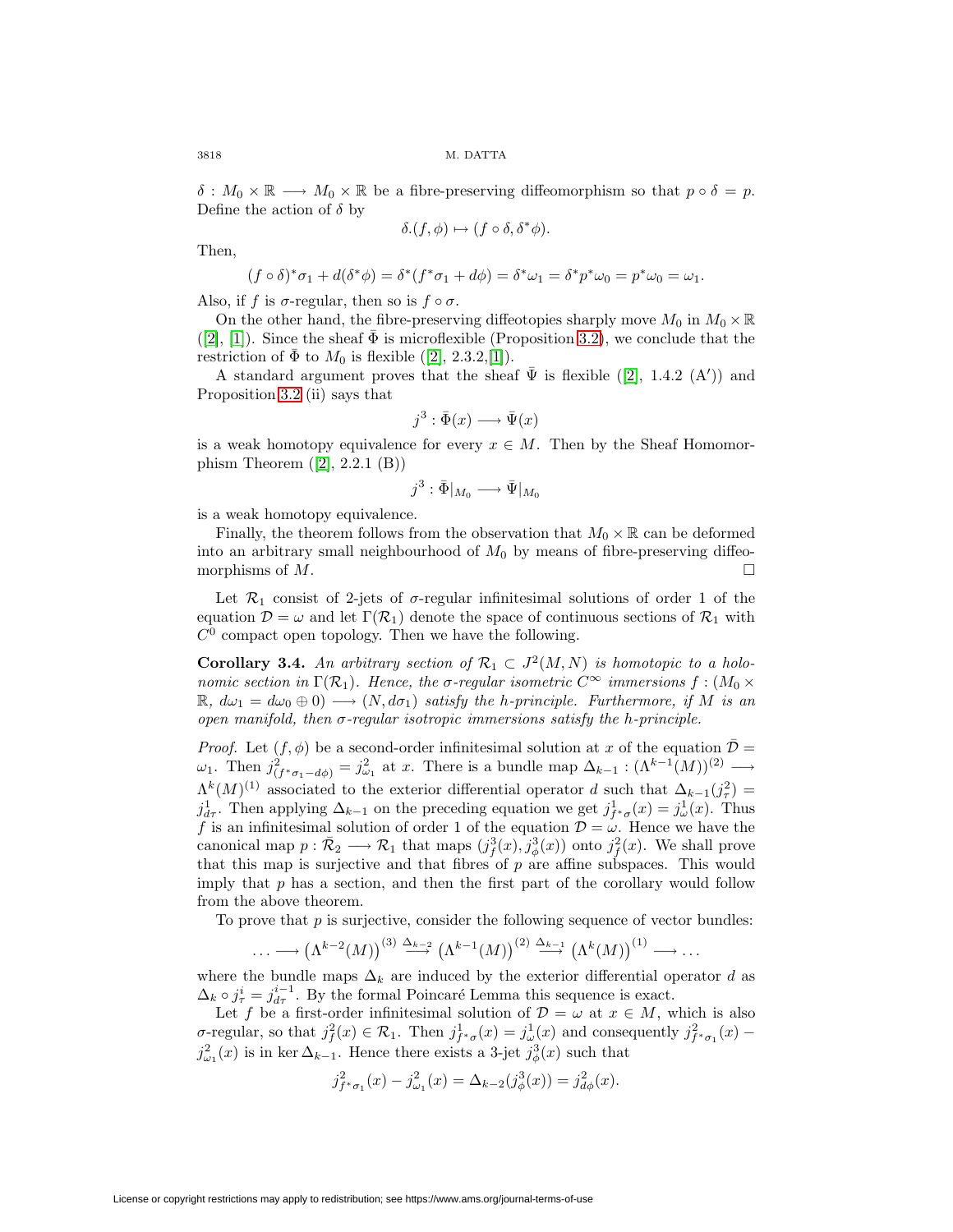$\delta : M_0 \times \mathbb{R} \longrightarrow M_0 \times \mathbb{R}$ be a fibre-preserving diffeomorphism so that $p \circ \delta = p$. Define the action of $\delta$ by

$$\delta.(f, \phi) \mapsto (f \circ \delta, \delta^* \phi).$$

Then,

$$(f \circ \delta)^* \sigma_1 + d(\delta^* \phi) = \delta^*(f^* \sigma_1 + d\phi) = \delta^* \omega_1 = \delta^* p^* \omega_0 = p^* \omega_0 = \omega_1.$$

Also, if $f$ is $\sigma$-regular, then so is $f \circ \sigma$.

On the other hand, the fibre-preserving diffeotopies sharply move $M_0$ in $M_0 \times \mathbb{R}$ ([2], [1]). Since the sheaf $\bar{\Phi}$ is microflexible (Proposition 3.2), we conclude that the restriction of $\bar{\Phi}$ to $M_0$ is flexible ([2], 2.3.2,[1]).

A standard argument proves that the sheaf $\bar{\Psi}$ is flexible ([2], 1.4.2 (A$'$)) and Proposition 3.2 (ii) says that

$$j^3 : \bar{\Phi}(x) \longrightarrow \bar{\Psi}(x)$$

is a weak homotopy equivalence for every $x \in M$. Then by the Sheaf Homomorphism Theorem ([2], 2.2.1 (B))

$$j^3 : \bar{\Phi}|_{M_0} \longrightarrow \bar{\Psi}|_{M_0}$$

is a weak homotopy equivalence.

Finally, the theorem follows from the observation that $M_0 \times \mathbb{R}$ can be deformed into an arbitrary small neighbourhood of $M_0$ by means of fibre-preserving diffeomorphisms of $M$. $\square$

Let $\mathcal{R}_1$ consist of 2-jets of $\sigma$-regular infinitesimal solutions of order 1 of the equation $\mathcal{D} = \omega$ and let $\Gamma(\mathcal{R}_1)$ denote the space of continuous sections of $\mathcal{R}_1$ with $C^0$ compact open topology. Then we have the following.

**Corollary 3.4.** *An arbitrary section of $\mathcal{R}_1 \subset J^2(M, N)$ is homotopic to a holonomic section in $\Gamma(\mathcal{R}_1)$. Hence, the $\sigma$-regular isometric $C^\infty$ immersions $f : (M_0 \times \mathbb{R},\ d\omega_1 = d\omega_0 \oplus 0) \longrightarrow (N, d\sigma_1)$ satisfy the h-principle. Furthermore, if $M$ is an open manifold, then $\sigma$-regular isotropic immersions satisfy the h-principle.*

*Proof.* Let $(f, \phi)$ be a second-order infinitesimal solution at $x$ of the equation $\bar{\mathcal{D}} = \omega_1$. Then $j^2_{(f^*\sigma_1 - d\phi)} = j^2_{\omega_1}$ at $x$. There is a bundle map $\Delta_{k-1} : (\Lambda^{k-1}(M))^{(2)} \longrightarrow \Lambda^k(M)^{(1)}$ associated to the exterior differential operator $d$ such that $\Delta_{k-1}(j^2_\tau) = j^1_{d\tau}$. Then applying $\Delta_{k-1}$ on the preceding equation we get $j^1_{f^*\sigma}(x) = j^1_\omega(x)$. Thus $f$ is an infinitesimal solution of order 1 of the equation $\mathcal{D} = \omega$. Hence we have the canonical map $p : \bar{\mathcal{R}}_2 \longrightarrow \mathcal{R}_1$ that maps $(j^3_f(x), j^3_\phi(x))$ onto $j^2_f(x)$. We shall prove that this map is surjective and that fibres of $p$ are affine subspaces. This would imply that $p$ has a section, and then the first part of the corollary would follow from the above theorem.

To prove that $p$ is surjective, consider the following sequence of vector bundles:

$$\ldots \longrightarrow \left(\Lambda^{k-2}(M)\right)^{(3)} \xrightarrow{\Delta_{k-2}} \left(\Lambda^{k-1}(M)\right)^{(2)} \xrightarrow{\Delta_{k-1}} \left(\Lambda^k(M)\right)^{(1)} \longrightarrow \ldots$$

where the bundle maps $\Delta_k$ are induced by the exterior differential operator $d$ as $\Delta_k \circ j^i_\tau = j^{i-1}_{d\tau}$. By the formal Poincaré Lemma this sequence is exact.

Let $f$ be a first-order infinitesimal solution of $\mathcal{D} = \omega$ at $x \in M$, which is also $\sigma$-regular, so that $j^2_f(x) \in \mathcal{R}_1$. Then $j^1_{f^*\sigma}(x) = j^1_\omega(x)$ and consequently $j^2_{f^*\sigma_1}(x) - j^2_{\omega_1}(x)$ is in $\ker \Delta_{k-1}$. Hence there exists a 3-jet $j^3_\phi(x)$ such that

$$j^2_{f^*\sigma_1}(x) - j^2_{\omega_1}(x) = \Delta_{k-2}(j^3_\phi(x)) = j^2_{d\phi}(x).$$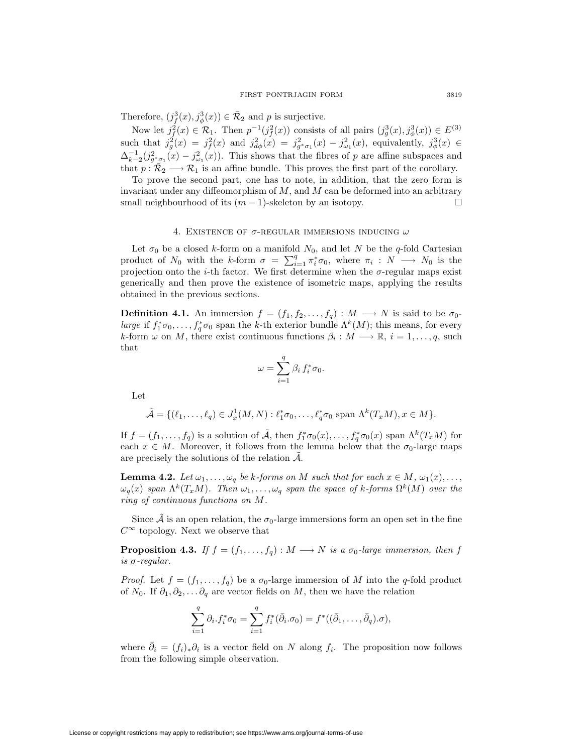Therefore, $(j^3_f(x), j^3_\phi(x)) \in \bar{\mathcal{R}}_2$ and $p$ is surjective.

Now let $j^2_f(x) \in \mathcal{R}_1$. Then $p^{-1}(j^2_f(x))$ consists of all pairs $(j^3_g(x), j^3_\phi(x)) \in E^{(3)}$ such that $j^2_g(x) = j^2_f(x)$ and $j^2_{d\phi}(x) = j^2_{g^*\sigma_1}(x) - j^2_{\omega_1}(x)$, equivalently, $j^3_\phi(x) \in \Delta^{-1}_{k-2}(j^2_{g^*\sigma_1}(x) - j^2_{\omega_1}(x))$. This shows that the fibres of $p$ are affine subspaces and that $p : \bar{\mathcal{R}}_2 \longrightarrow \mathcal{R}_1$ is an affine bundle. This proves the first part of the corollary.

To prove the second part, one has to note, in addition, that the zero form is invariant under any diffeomorphism of $M$, and $M$ can be deformed into an arbitrary small neighbourhood of its $(m-1)$-skeleton by an isotopy. $\square$

## 4. Existence of $\sigma$-regular immersions inducing $\omega$

Let $\sigma_0$ be a closed $k$-form on a manifold $N_0$, and let $N$ be the $q$-fold Cartesian product of $N_0$ with the $k$-form $\sigma = \sum_{i=1}^q \pi_i^*\sigma_0$, where $\pi_i : N \longrightarrow N_0$ is the projection onto the $i$-th factor. We first determine when the $\sigma$-regular maps exist generically and then prove the existence of isometric maps, applying the results obtained in the previous sections.

**Definition 4.1.** An immersion $f = (f_1, f_2, \ldots, f_q) : M \longrightarrow N$ is said to be $\sigma_0$-*large* if $f_1^*\sigma_0, \ldots, f_q^*\sigma_0$ span the $k$-th exterior bundle $\Lambda^k(M)$; this means, for every $k$-form $\omega$ on $M$, there exist continuous functions $\beta_i : M \longrightarrow \mathbb{R}$, $i = 1, \ldots, q$, such that

$$\omega = \sum_{i=1}^q \beta_i\, f_i^*\sigma_0.$$

Let

$$\tilde{\mathcal{A}} = \{(\ell_1, \ldots, \ell_q) \in J^1_x(M, N) : \ell_1^*\sigma_0, \ldots, \ell_q^*\sigma_0 \text{ span } \Lambda^k(T_xM), x \in M\}.$$

If $f = (f_1, \ldots, f_q)$ is a solution of $\tilde{\mathcal{A}}$, then $f_1^*\sigma_0(x), \ldots, f_q^*\sigma_0(x)$ span $\Lambda^k(T_xM)$ for each $x \in M$. Moreover, it follows from the lemma below that the $\sigma_0$-large maps are precisely the solutions of the relation $\tilde{\mathcal{A}}$.

**Lemma 4.2.** *Let $\omega_1, \ldots, \omega_q$ be $k$-forms on $M$ such that for each $x \in M$, $\omega_1(x), \ldots, \omega_q(x)$ span $\Lambda^k(T_xM)$. Then $\omega_1, \ldots, \omega_q$ span the space of $k$-forms $\Omega^k(M)$ over the ring of continuous functions on $M$.*

Since $\tilde{\mathcal{A}}$ is an open relation, the $\sigma_0$-large immersions form an open set in the fine $C^\infty$ topology. Next we observe that

**Proposition 4.3.** *If $f = (f_1, \ldots, f_q) : M \longrightarrow N$ is a $\sigma_0$-large immersion, then $f$ is $\sigma$-regular.*

*Proof.* Let $f = (f_1, \ldots, f_q)$ be a $\sigma_0$-large immersion of $M$ into the $q$-fold product of $N_0$. If $\partial_1, \partial_2, \ldots \partial_q$ are vector fields on $M$, then we have the relation

$$\sum_{i=1}^q \partial_i . f_i^*\sigma_0 = \sum_{i=1}^q f_i^*(\bar{\partial}_i . \sigma_0) = f^*((\bar{\partial}_1, \ldots, \bar{\partial}_q).\sigma),$$

where $\bar{\partial}_i = (f_i)_*\partial_i$ is a vector field on $N$ along $f_i$. The proposition now follows from the following simple observation.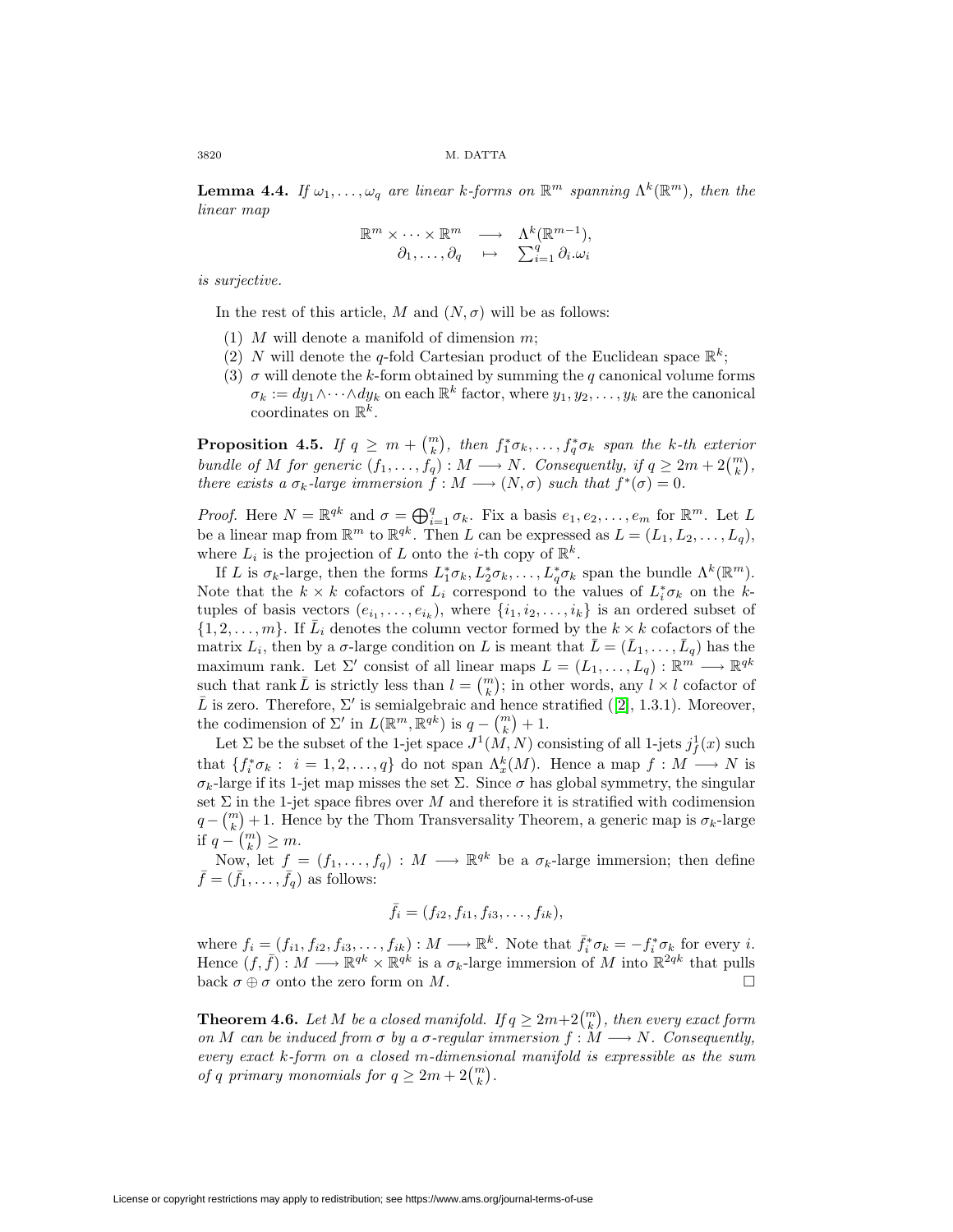**Lemma 4.4.** *If $\omega_1, \dots, \omega_q$ are linear $k$-forms on $\mathbb{R}^m$ spanning $\Lambda^k(\mathbb{R}^m)$, then the linear map*

$$\begin{array}{rcl} \mathbb{R}^m \times \cdots \times \mathbb{R}^m & \longrightarrow & \Lambda^k(\mathbb{R}^{m-1}), \\ \partial_1, \dots, \partial_q & \mapsto & \sum_{i=1}^q \partial_i . \omega_i \end{array}$$

*is surjective.*

In the rest of this article, $M$ and $(N, \sigma)$ will be as follows:

1. $M$ will denote a manifold of dimension $m$;
2. $N$ will denote the $q$-fold Cartesian product of the Euclidean space $\mathbb{R}^k$;
3. $\sigma$ will denote the $k$-form obtained by summing the $q$ canonical volume forms $\sigma_k := dy_1 \wedge \cdots \wedge dy_k$ on each $\mathbb{R}^k$ factor, where $y_1, y_2, \dots, y_k$ are the canonical coordinates on $\mathbb{R}^k$.

**Proposition 4.5.** *If $q \geq m + \binom{m}{k}$, then $f_1^*\sigma_k, \dots, f_q^*\sigma_k$ span the $k$-th exterior bundle of $M$ for generic $(f_1, \dots, f_q) : M \longrightarrow N$. Consequently, if $q \geq 2m + 2\binom{m}{k}$, there exists a $\sigma_k$-large immersion $f : M \longrightarrow (N, \sigma)$ such that $f^*(\sigma) = 0$.*

*Proof.* Here $N = \mathbb{R}^{qk}$ and $\sigma = \bigoplus_{i=1}^q \sigma_k$. Fix a basis $e_1, e_2, \dots, e_m$ for $\mathbb{R}^m$. Let $L$ be a linear map from $\mathbb{R}^m$ to $\mathbb{R}^{qk}$. Then $L$ can be expressed as $L = (L_1, L_2, \dots, L_q)$, where $L_i$ is the projection of $L$ onto the $i$-th copy of $\mathbb{R}^k$.

If $L$ is $\sigma_k$-large, then the forms $L_1^*\sigma_k, L_2^*\sigma_k, \dots, L_q^*\sigma_k$ span the bundle $\Lambda^k(\mathbb{R}^m)$. Note that the $k \times k$ cofactors of $L_i$ correspond to the values of $L_i^*\sigma_k$ on the $k$-tuples of basis vectors $(e_{i_1}, \dots, e_{i_k})$, where $\{i_1, i_2, \dots, i_k\}$ is an ordered subset of $\{1, 2, \dots, m\}$. If $\bar{L}_i$ denotes the column vector formed by the $k \times k$ cofactors of the matrix $L_i$, then by a $\sigma$-large condition on $L$ is meant that $\bar{L} = (\bar{L}_1, \dots, \bar{L}_q)$ has the maximum rank. Let $\Sigma'$ consist of all linear maps $L = (L_1, \dots, L_q) : \mathbb{R}^m \longrightarrow \mathbb{R}^{qk}$ such that rank $\bar{L}$ is strictly less than $l = \binom{m}{k}$; in other words, any $l \times l$ cofactor of $\bar{L}$ is zero. Therefore, $\Sigma'$ is semialgebraic and hence stratified ([2], 1.3.1). Moreover, the codimension of $\Sigma'$ in $L(\mathbb{R}^m, \mathbb{R}^{qk})$ is $q - \binom{m}{k} + 1$.

Let $\Sigma$ be the subset of the 1-jet space $J^1(M, N)$ consisting of all 1-jets $j_f^1(x)$ such that $\{f_i^*\sigma_k : \ i = 1, 2, \dots, q\}$ do not span $\Lambda_x^k(M)$. Hence a map $f : M \longrightarrow N$ is $\sigma_k$-large if its 1-jet map misses the set $\Sigma$. Since $\sigma$ has global symmetry, the singular set $\Sigma$ in the 1-jet space fibres over $M$ and therefore it is stratified with codimension $q - \binom{m}{k} + 1$. Hence by the Thom Transversality Theorem, a generic map is $\sigma_k$-large if $q - \binom{m}{k} \geq m$.

Now, let $f = (f_1, \dots, f_q) : M \longrightarrow \mathbb{R}^{qk}$ be a $\sigma_k$-large immersion; then define $\bar{f} = (\bar{f}_1, \dots, \bar{f}_q)$ as follows:

$$\bar{f}_i = (f_{i2}, f_{i1}, f_{i3}, \dots, f_{ik}),$$

where $f_i = (f_{i1}, f_{i2}, f_{i3}, \dots, f_{ik}) : M \longrightarrow \mathbb{R}^k$. Note that $\bar{f}_i^*\sigma_k = -f_i^*\sigma_k$ for every $i$. Hence $(f, \bar{f}) : M \longrightarrow \mathbb{R}^{qk} \times \mathbb{R}^{qk}$ is a $\sigma_k$-large immersion of $M$ into $\mathbb{R}^{2qk}$ that pulls back $\sigma \oplus \sigma$ onto the zero form on $M$. $\square$

**Theorem 4.6.** *Let $M$ be a closed manifold. If $q \geq 2m + 2\binom{m}{k}$, then every exact form on $M$ can be induced from $\sigma$ by a $\sigma$-regular immersion $f : M \longrightarrow N$. Consequently, every exact $k$-form on a closed $m$-dimensional manifold is expressible as the sum of $q$ primary monomials for $q \geq 2m + 2\binom{m}{k}$.*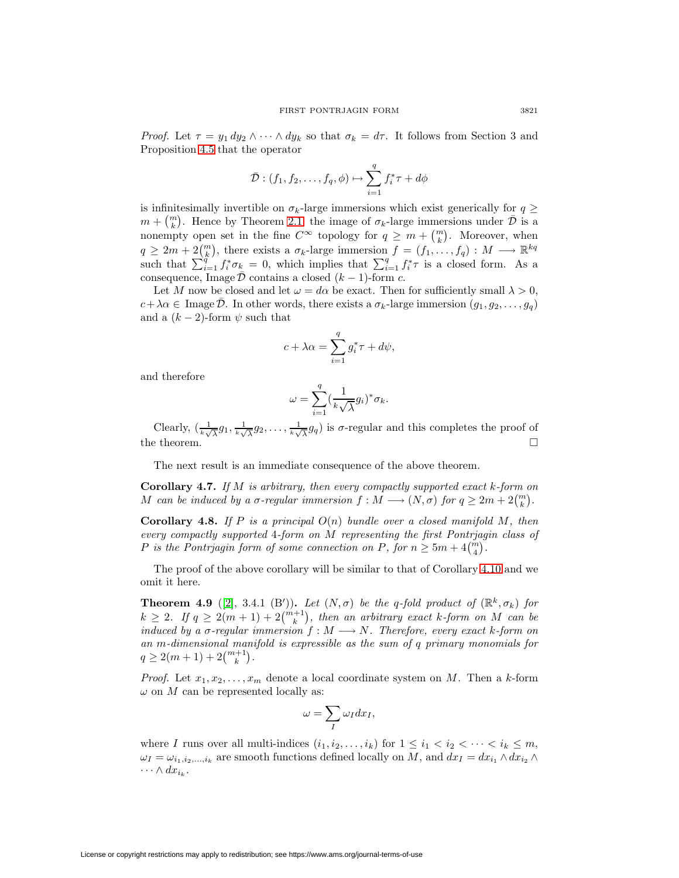*Proof.* Let $\tau = y_1\, dy_2 \wedge \cdots \wedge dy_k$ so that $\sigma_k = d\tau$. It follows from Section 3 and Proposition 4.5 that the operator

$$\bar{\mathcal{D}} : (f_1, f_2, \ldots, f_q, \phi) \mapsto \sum_{i=1}^{q} f_i^* \tau + d\phi$$

is infinitesimally invertible on $\sigma_k$-large immersions which exist generically for $q \geq m + \binom{m}{k}$. Hence by Theorem 2.1 the image of $\sigma_k$-large immersions under $\bar{\mathcal{D}}$ is a nonempty open set in the fine $C^\infty$ topology for $q \geq m + \binom{m}{k}$. Moreover, when $q \geq 2m + 2\binom{m}{k}$, there exists a $\sigma_k$-large immersion $f = (f_1, \ldots, f_q) : M \longrightarrow \mathbb{R}^{kq}$ such that $\sum_{i=1}^{q} f_i^* \sigma_k = 0$, which implies that $\sum_{i=1}^{q} f_i^* \tau$ is a closed form. As a consequence, Image $\bar{\mathcal{D}}$ contains a closed $(k-1)$-form $c$.

Let $M$ now be closed and let $\omega = d\alpha$ be exact. Then for sufficiently small $\lambda > 0$, $c + \lambda\alpha \in$ Image $\bar{\mathcal{D}}$. In other words, there exists a $\sigma_k$-large immersion $(g_1, g_2, \ldots, g_q)$ and a $(k-2)$-form $\psi$ such that

$$c + \lambda\alpha = \sum_{i=1}^{q} g_i^* \tau + d\psi,$$

and therefore

$$\omega = \sum_{i=1}^{q} (\frac{1}{\sqrt[k]{\lambda}} g_i)^* \sigma_k.$$

Clearly, $(\frac{1}{\sqrt[k]{\lambda}} g_1, \frac{1}{\sqrt[k]{\lambda}} g_2, \ldots, \frac{1}{\sqrt[k]{\lambda}} g_q)$ is $\sigma$-regular and this completes the proof of the theorem. $\square$

The next result is an immediate consequence of the above theorem.

**Corollary 4.7.** *If $M$ is arbitrary, then every compactly supported exact $k$-form on $M$ can be induced by a $\sigma$-regular immersion $f : M \longrightarrow (N, \sigma)$ for $q \geq 2m + 2\binom{m}{k}$.*

**Corollary 4.8.** *If $P$ is a principal $O(n)$ bundle over a closed manifold $M$, then every compactly supported 4-form on $M$ representing the first Pontrjagin class of $P$ is the Pontrjagin form of some connection on $P$, for $n \geq 5m + 4\binom{m}{4}$.*

The proof of the above corollary will be similar to that of Corollary 4.10 and we omit it here.

**Theorem 4.9** ([2], 3.4.1 (B$'$))**.** *Let $(N, \sigma)$ be the $q$-fold product of $(\mathbb{R}^k, \sigma_k)$ for $k \geq 2$. If $q \geq 2(m+1) + 2\binom{m+1}{k}$, then an arbitrary exact $k$-form on $M$ can be induced by a $\sigma$-regular immersion $f : M \longrightarrow N$. Therefore, every exact $k$-form on an $m$-dimensional manifold is expressible as the sum of $q$ primary monomials for $q \geq 2(m+1) + 2\binom{m+1}{k}$.*

*Proof.* Let $x_1, x_2, \ldots, x_m$ denote a local coordinate system on $M$. Then a $k$-form $\omega$ on $M$ can be represented locally as:

$$\omega = \sum_I \omega_I dx_I,$$

where $I$ runs over all multi-indices $(i_1, i_2, \ldots, i_k)$ for $1 \leq i_1 < i_2 < \cdots < i_k \leq m$, $\omega_I = \omega_{i_1, i_2, \ldots, i_k}$ are smooth functions defined locally on $M$, and $dx_I = dx_{i_1} \wedge dx_{i_2} \wedge \cdots \wedge dx_{i_k}$.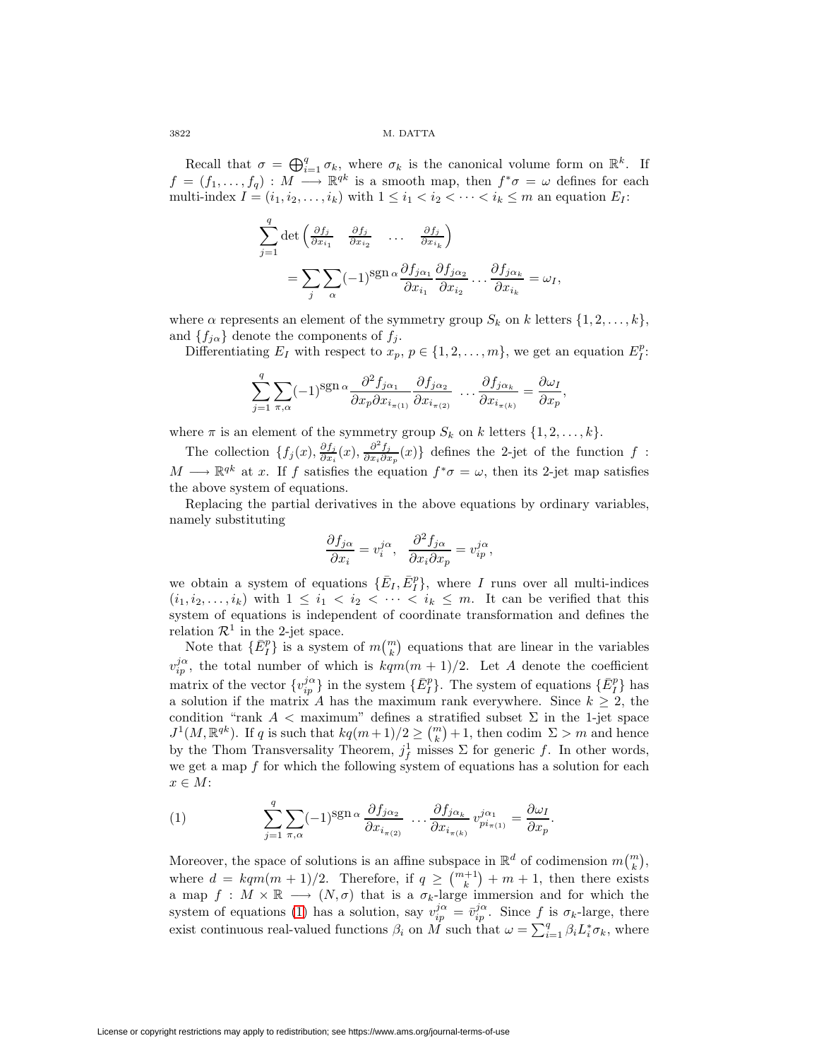Recall that $\sigma = \bigoplus_{i=1}^{q} \sigma_k$, where $\sigma_k$ is the canonical volume form on $\mathbb{R}^k$. If $f = (f_1, \ldots, f_q) : M \longrightarrow \mathbb{R}^{qk}$ is a smooth map, then $f^*\sigma = \omega$ defines for each multi-index $I = (i_1, i_2, \ldots, i_k)$ with $1 \le i_1 < i_2 < \cdots < i_k \le m$ an equation $E_I$:

$$\sum_{j=1}^{q} \det \begin{pmatrix} \frac{\partial f_j}{\partial x_{i_1}} & \frac{\partial f_j}{\partial x_{i_2}} & \cdots & \frac{\partial f_j}{\partial x_{i_k}} \end{pmatrix}$$

$$= \sum_{j} \sum_{\alpha} (-1)^{\operatorname{sgn} \alpha} \frac{\partial f_{j\alpha_1}}{\partial x_{i_1}} \frac{\partial f_{j\alpha_2}}{\partial x_{i_2}} \cdots \frac{\partial f_{j\alpha_k}}{\partial x_{i_k}} = \omega_I,$$

where $\alpha$ represents an element of the symmetry group $S_k$ on $k$ letters $\{1, 2, \ldots, k\}$, and $\{f_{j\alpha}\}$ denote the components of $f_j$.

Differentiating $E_I$ with respect to $x_p$, $p \in \{1, 2, \ldots, m\}$, we get an equation $E_I^p$:

$$\sum_{j=1}^{q} \sum_{\pi,\alpha} (-1)^{\operatorname{sgn} \alpha} \frac{\partial^2 f_{j\alpha_1}}{\partial x_p \partial x_{i_{\pi(1)}}} \frac{\partial f_{j\alpha_2}}{\partial x_{i_{\pi(2)}}} \cdots \frac{\partial f_{j\alpha_k}}{\partial x_{i_{\pi(k)}}} = \frac{\partial \omega_I}{\partial x_p},$$

where $\pi$ is an element of the symmetry group $S_k$ on $k$ letters $\{1, 2, \ldots, k\}$.

The collection $\{f_j(x), \frac{\partial f_j}{\partial x_i}(x), \frac{\partial^2 f_j}{\partial x_i \partial x_p}(x)\}$ defines the 2-jet of the function $f : M \longrightarrow \mathbb{R}^{qk}$ at $x$. If $f$ satisfies the equation $f^*\sigma = \omega$, then its 2-jet map satisfies the above system of equations.

Replacing the partial derivatives in the above equations by ordinary variables, namely substituting

$$\frac{\partial f_{j\alpha}}{\partial x_i} = v_i^{j\alpha}, \quad \frac{\partial^2 f_{j\alpha}}{\partial x_i \partial x_p} = v_{ip}^{j\alpha},$$

we obtain a system of equations $\{\bar{E}_I, \bar{E}_I^p\}$, where $I$ runs over all multi-indices $(i_1, i_2, \ldots, i_k)$ with $1 \le i_1 < i_2 < \cdots < i_k \le m$. It can be verified that this system of equations is independent of coordinate transformation and defines the relation $\mathcal{R}^1$ in the 2-jet space.

Note that $\{\bar{E}_I^p\}$ is a system of $m\binom{m}{k}$ equations that are linear in the variables $v_{ip}^{j\alpha}$, the total number of which is $kqm(m+1)/2$. Let $A$ denote the coefficient matrix of the vector $\{v_{ip}^{j\alpha}\}$ in the system $\{\bar{E}_I^p\}$. The system of equations $\{\bar{E}_I^p\}$ has a solution if the matrix $A$ has the maximum rank everywhere. Since $k \ge 2$, the condition "rank $A <$ maximum" defines a stratified subset $\Sigma$ in the 1-jet space $J^1(M, \mathbb{R}^{qk})$. If $q$ is such that $kq(m+1)/2 \ge \binom{m}{k} + 1$, then codim $\Sigma > m$ and hence by the Thom Transversality Theorem, $j_f^1$ misses $\Sigma$ for generic $f$. In other words, we get a map $f$ for which the following system of equations has a solution for each $x \in M$:

$$\sum_{j=1}^{q} \sum_{\pi,\alpha} (-1)^{\operatorname{sgn} \alpha} \frac{\partial f_{j\alpha_2}}{\partial x_{i_{\pi(2)}}} \cdots \frac{\partial f_{j\alpha_k}}{\partial x_{i_{\pi(k)}}} v_{pi_{\pi(1)}}^{j\alpha_1} = \frac{\partial \omega_I}{\partial x_p}. \tag{1}$$

Moreover, the space of solutions is an affine subspace in $\mathbb{R}^d$ of codimension $m\binom{m}{k}$, where $d = kqm(m+1)/2$. Therefore, if $q \ge \binom{m+1}{k} + m + 1$, then there exists a map $f : M \times \mathbb{R} \longrightarrow (N, \sigma)$ that is a $\sigma_k$-large immersion and for which the system of equations (1) has a solution, say $v_{ip}^{j\alpha} = \bar{v}_{ip}^{j\alpha}$. Since $f$ is $\sigma_k$-large, there exist continuous real-valued functions $\beta_i$ on $M$ such that $\omega = \sum_{i=1}^{q} \beta_i L_i^* \sigma_k$, where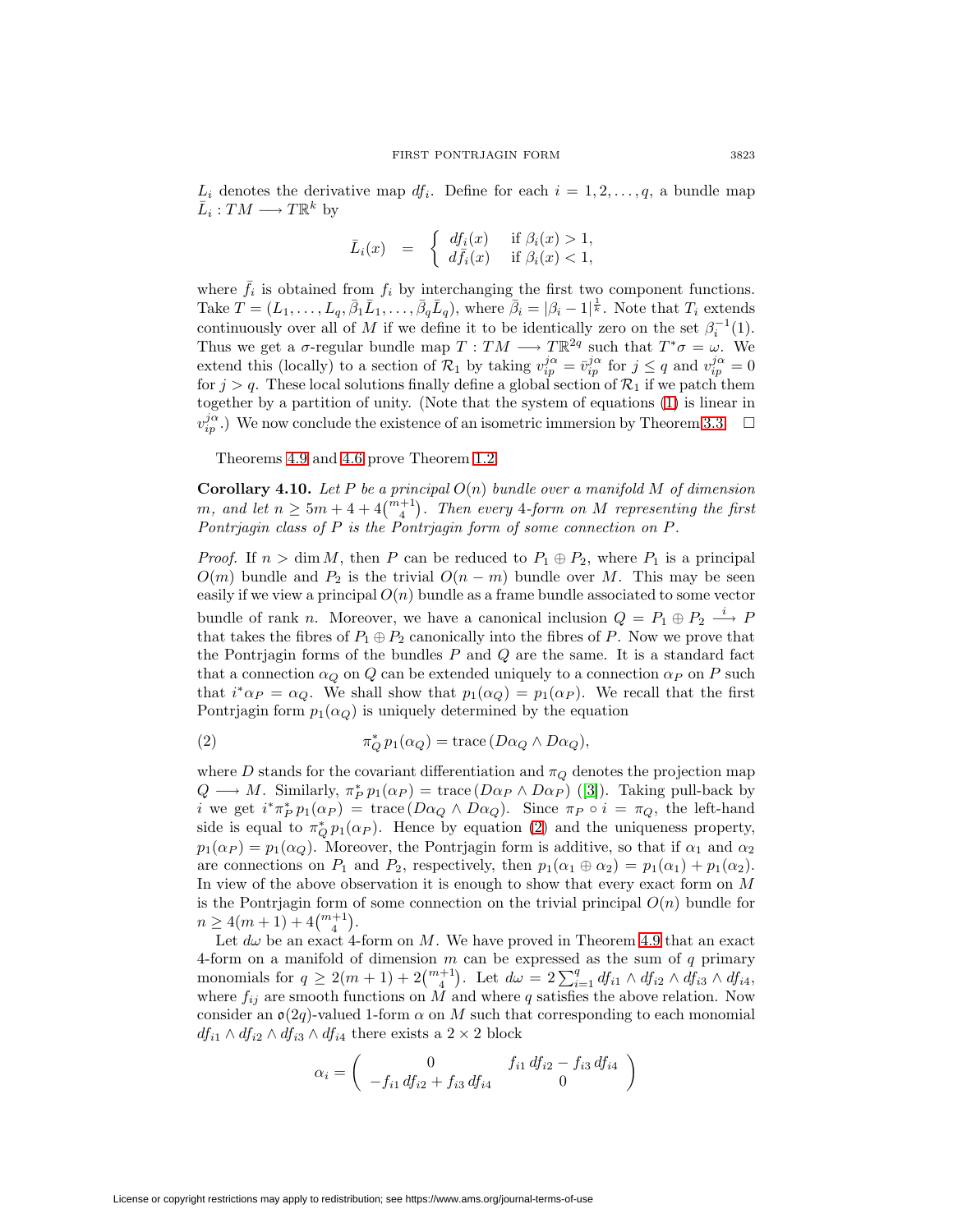$L_i$ denotes the derivative map $df_i$. Define for each $i = 1, 2, \ldots, q$, a bundle map $\bar{L}_i : TM \longrightarrow T\mathbb{R}^k$ by

$$\bar{L}_i(x) \;=\; \begin{cases} df_i(x) & \text{if } \beta_i(x) > 1, \\ d\bar{f}_i(x) & \text{if } \beta_i(x) < 1, \end{cases}$$

where $\bar{f}_i$ is obtained from $f_i$ by interchanging the first two component functions. Take $T = (L_1, \ldots, L_q, \bar{\beta}_1 \bar{L}_1, \ldots, \bar{\beta}_q \bar{L}_q)$, where $\bar{\beta}_i = |\beta_i - 1|^{\frac{1}{k}}$. Note that $T_i$ extends continuously over all of $M$ if we define it to be identically zero on the set $\beta_i^{-1}(1)$. Thus we get a $\sigma$-regular bundle map $T : TM \longrightarrow T\mathbb{R}^{2q}$ such that $T^*\sigma = \omega$. We extend this (locally) to a section of $\mathcal{R}_1$ by taking $v_{ip}^{j\alpha} = \bar{v}_{ip}^{j\alpha}$ for $j \leq q$ and $v_{ip}^{j\alpha} = 0$ for $j > q$. These local solutions finally define a global section of $\mathcal{R}_1$ if we patch them together by a partition of unity. (Note that the system of equations (1) is linear in $v_{ip}^{j\alpha}$.) We now conclude the existence of an isometric immersion by Theorem 3.3. $\square$

Theorems 4.9 and 4.6 prove Theorem 1.2.

**Corollary 4.10.** *Let $P$ be a principal $O(n)$ bundle over a manifold $M$ of dimension $m$, and let $n \geq 5m + 4 + 4\binom{m+1}{4}$. Then every 4-form on $M$ representing the first Pontrjagin class of $P$ is the Pontrjagin form of some connection on $P$.*

*Proof.* If $n > \dim M$, then $P$ can be reduced to $P_1 \oplus P_2$, where $P_1$ is a principal $O(m)$ bundle and $P_2$ is the trivial $O(n-m)$ bundle over $M$. This may be seen easily if we view a principal $O(n)$ bundle as a frame bundle associated to some vector bundle of rank $n$. Moreover, we have a canonical inclusion $Q = P_1 \oplus P_2 \xrightarrow{\;i\;} P$ that takes the fibres of $P_1 \oplus P_2$ canonically into the fibres of $P$. Now we prove that the Pontrjagin forms of the bundles $P$ and $Q$ are the same. It is a standard fact that a connection $\alpha_Q$ on $Q$ can be extended uniquely to a connection $\alpha_P$ on $P$ such that $i^*\alpha_P = \alpha_Q$. We shall show that $p_1(\alpha_Q) = p_1(\alpha_P)$. We recall that the first Pontrjagin form $p_1(\alpha_Q)$ is uniquely determined by the equation

$$\pi_Q^*\, p_1(\alpha_Q) = \operatorname{trace}\,(D\alpha_Q \wedge D\alpha_Q), \tag{2}$$

where $D$ stands for the covariant differentiation and $\pi_Q$ denotes the projection map $Q \longrightarrow M$. Similarly, $\pi_P^*\, p_1(\alpha_P) = \operatorname{trace}\,(D\alpha_P \wedge D\alpha_P)$ ([3]). Taking pull-back by $i$ we get $i^*\pi_P^*\, p_1(\alpha_P) = \operatorname{trace}\,(D\alpha_Q \wedge D\alpha_Q)$. Since $\pi_P \circ i = \pi_Q$, the left-hand side is equal to $\pi_Q^*\, p_1(\alpha_P)$. Hence by equation (2) and the uniqueness property, $p_1(\alpha_P) = p_1(\alpha_Q)$. Moreover, the Pontrjagin form is additive, so that if $\alpha_1$ and $\alpha_2$ are connections on $P_1$ and $P_2$, respectively, then $p_1(\alpha_1 \oplus \alpha_2) = p_1(\alpha_1) + p_1(\alpha_2)$. In view of the above observation it is enough to show that every exact form on $M$ is the Pontrjagin form of some connection on the trivial principal $O(n)$ bundle for $n \geq 4(m+1) + 4\binom{m+1}{4}$.

Let $d\omega$ be an exact 4-form on $M$. We have proved in Theorem 4.9 that an exact 4-form on a manifold of dimension $m$ can be expressed as the sum of $q$ primary monomials for $q \geq 2(m+1) + 2\binom{m+1}{4}$. Let $d\omega = 2\sum_{i=1}^{q} df_{i1} \wedge df_{i2} \wedge df_{i3} \wedge df_{i4}$, where $f_{ij}$ are smooth functions on $M$ and where $q$ satisfies the above relation. Now consider an $\mathfrak{o}(2q)$-valued 1-form $\alpha$ on $M$ such that corresponding to each monomial $df_{i1} \wedge df_{i2} \wedge df_{i3} \wedge df_{i4}$ there exists a $2 \times 2$ block

$$\alpha_i = \begin{pmatrix} 0 & f_{i1}\, df_{i2} - f_{i3}\, df_{i4} \\ -f_{i1}\, df_{i2} + f_{i3}\, df_{i4} & 0 \end{pmatrix}$$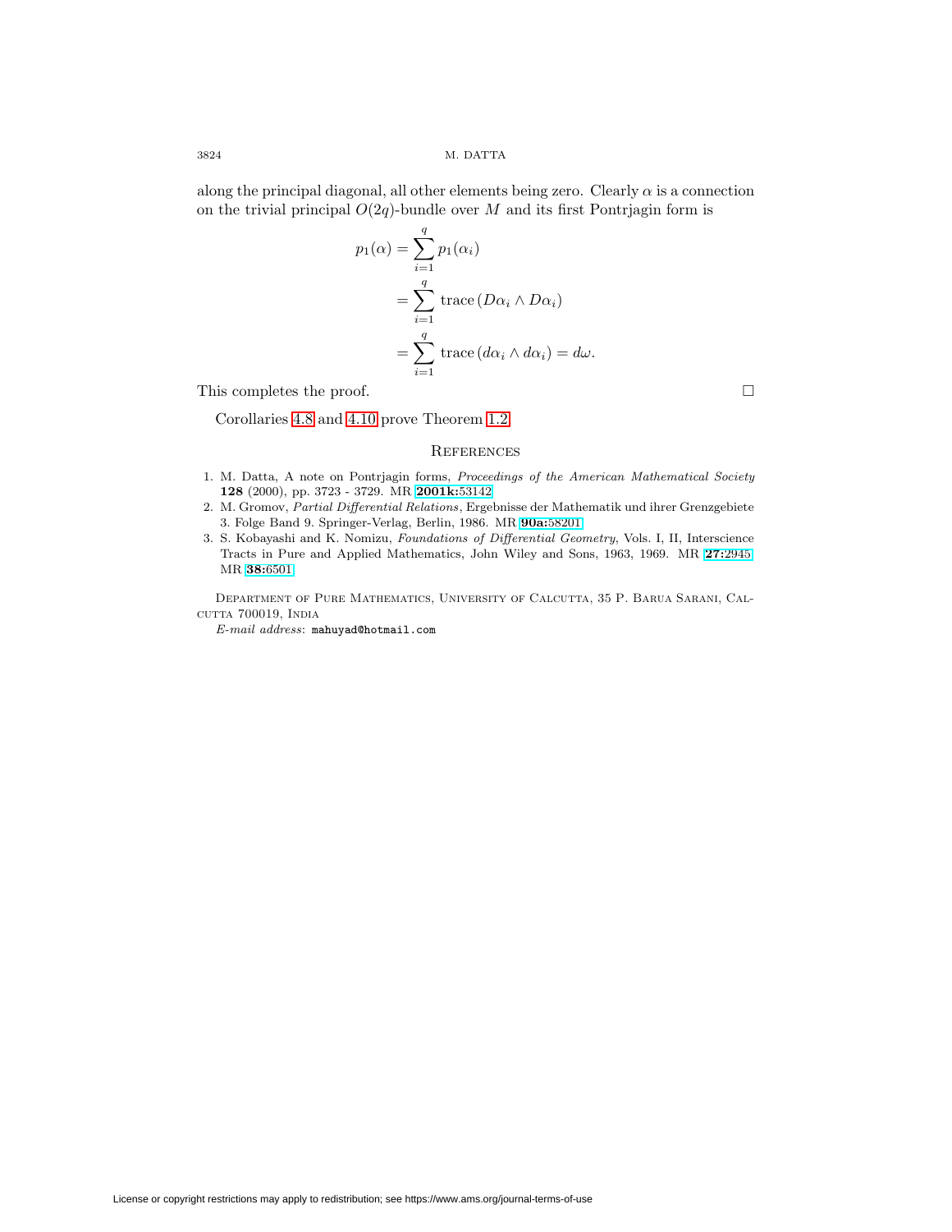along the principal diagonal, all other elements being zero. Clearly $\alpha$ is a connection on the trivial principal $O(2q)$-bundle over $M$ and its first Pontrjagin form is

$$
\begin{aligned}
p_1(\alpha) &= \sum_{i=1}^{q} p_1(\alpha_i) \\
&= \sum_{i=1}^{q} \operatorname{trace}(D\alpha_i \wedge D\alpha_i) \\
&= \sum_{i=1}^{q} \operatorname{trace}(d\alpha_i \wedge d\alpha_i) = d\omega.
\end{aligned}
$$

This completes the proof. □

Corollaries 4.8 and 4.10 prove Theorem 1.2.

## References

1. M. Datta, A note on Pontrjagin forms, *Proceedings of the American Mathematical Society* **128** (2000), pp. 3723 - 3729. MR **2001k:**53142
2. M. Gromov, *Partial Differential Relations*, Ergebnisse der Mathematik und ihrer Grenzgebiete 3. Folge Band 9. Springer-Verlag, Berlin, 1986. MR **90a:**58201
3. S. Kobayashi and K. Nomizu, *Foundations of Differential Geometry*, Vols. I, II, Interscience Tracts in Pure and Applied Mathematics, John Wiley and Sons, 1963, 1969. MR **27:**2945 MR **38:**6501

Department of Pure Mathematics, University of Calcutta, 35 P. Barua Sarani, Calcutta 700019, India

*E-mail address*: mahuyad@hotmail.com